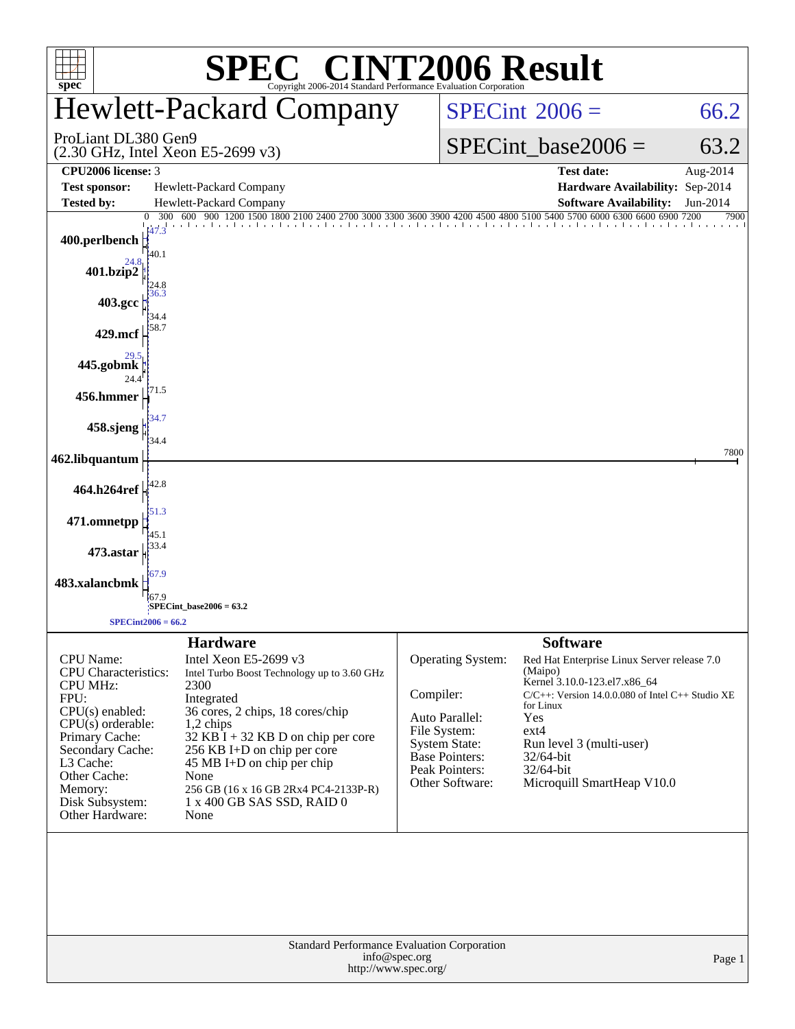# SPEC® CINT2006 Result

Copyright 2006-2014 Standard Performance Evaluation Corporation

## Hewlett-Packard Company

ProLiant DL380 Gen9
(2.30 GHz, Intel Xeon E5-2699 v3)

SPECint 2006 = 66.2

SPECint_base2006 = 63.2

| | | | |
|---|---|---|---|
| **CPU2006 license:** 3 | | **Test date:** | Aug-2014 |
| **Test sponsor:** | Hewlett-Packard Company | **Hardware Availability:** | Sep-2014 |
| **Tested by:** | Hewlett-Packard Company | **Software Availability:** | Jun-2014 |

| Benchmark | Peak | Base |
|---|---|---|
| 400.perlbench | 47.3 | 40.1 |
| 401.bzip2 | 24.8 | 24.8 |
| 403.gcc | 36.3 | 34.4 |
| 429.mcf | 58.7 | |
| 445.gobmk | 29.5 | 24.4 |
| 456.hmmer | 71.5 | |
| 458.sjeng | 34.7 | 34.4 |
| 462.libquantum | 7800 | |
| 464.h264ref | 42.8 | |
| 471.omnetpp | 51.3 | 45.1 |
| 473.astar | 33.4 | |
| 483.xalancbmk | 67.9 | 67.9 |

SPECint_base2006 = 63.2

SPECint2006 = 66.2

### Hardware

| | |
|---|---|
| CPU Name: | Intel Xeon E5-2699 v3 |
| CPU Characteristics: | Intel Turbo Boost Technology up to 3.60 GHz |
| CPU MHz: | 2300 |
| FPU: | Integrated |
| CPU(s) enabled: | 36 cores, 2 chips, 18 cores/chip |
| CPU(s) orderable: | 1,2 chips |
| Primary Cache: | 32 KB I + 32 KB D on chip per core |
| Secondary Cache: | 256 KB I+D on chip per core |
| L3 Cache: | 45 MB I+D on chip per chip |
| Other Cache: | None |
| Memory: | 256 GB (16 x 16 GB 2Rx4 PC4-2133P-R) |
| Disk Subsystem: | 1 x 400 GB SAS SSD, RAID 0 |
| Other Hardware: | None |

### Software

| | |
|---|---|
| Operating System: | Red Hat Enterprise Linux Server release 7.0 (Maipo) Kernel 3.10.0-123.el7.x86_64 |
| Compiler: | C/C++: Version 14.0.0.080 of Intel C++ Studio XE for Linux |
| Auto Parallel: | Yes |
| File System: | ext4 |
| System State: | Run level 3 (multi-user) |
| Base Pointers: | 32/64-bit |
| Peak Pointers: | 32/64-bit |
| Other Software: | Microquill SmartHeap V10.0 |

Standard Performance Evaluation Corporation
info@spec.org
http://www.spec.org/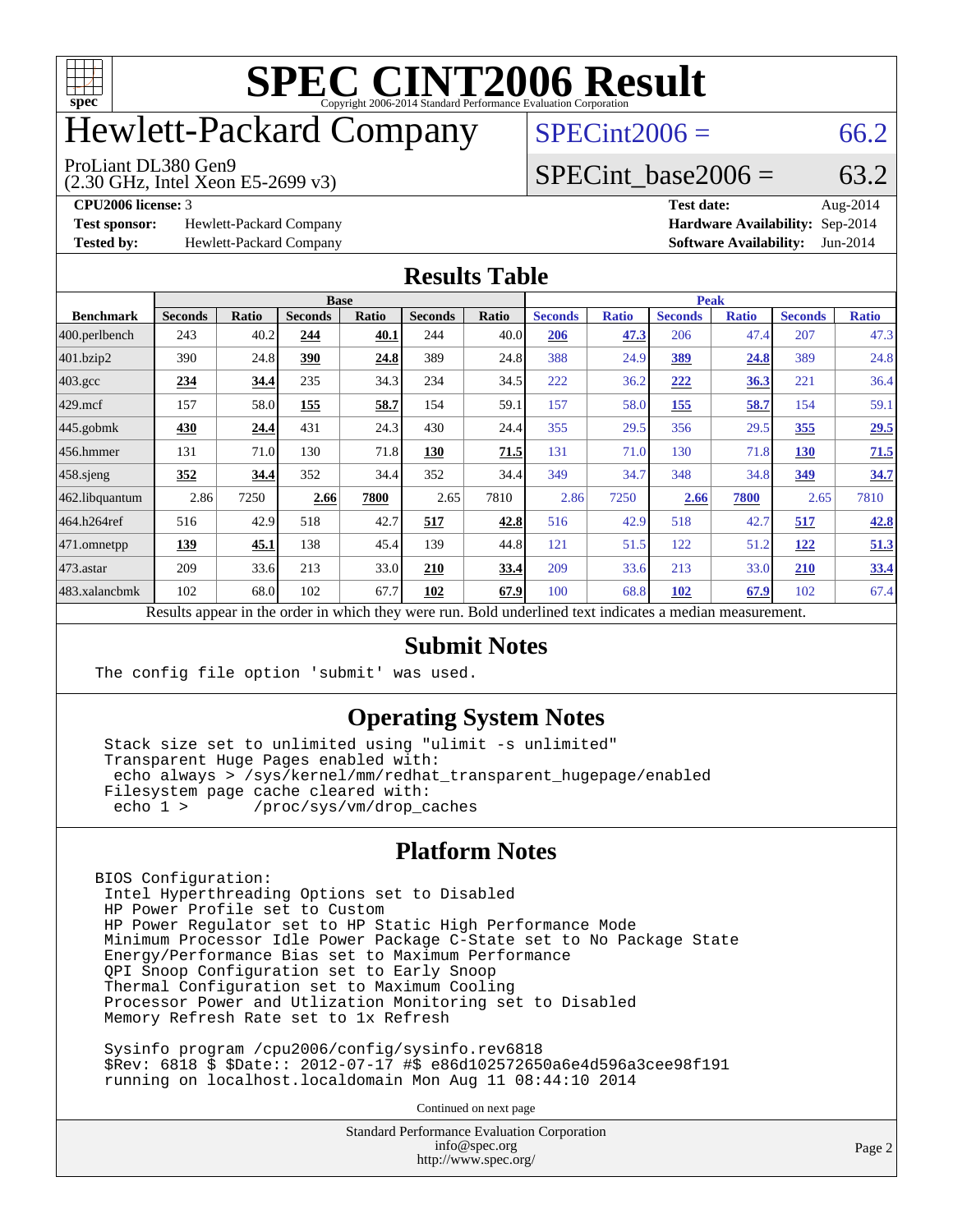# SPEC CINT2006 Result

Copyright 2006-2014 Standard Performance Evaluation Corporation

# Hewlett-Packard Company

ProLiant DL380 Gen9
(2.30 GHz, Intel Xeon E5-2699 v3)

SPECint2006 = 66.2

SPECint_base2006 = 63.2

| | | | |
|---|---|---|---|
| **CPU2006 license:** 3 | | **Test date:** | Aug-2014 |
| **Test sponsor:** | Hewlett-Packard Company | **Hardware Availability:** | Sep-2014 |
| **Tested by:** | Hewlett-Packard Company | **Software Availability:** | Jun-2014 |

## Results Table

| | Base | | | | | | Peak | | | | | |
|---|---|---|---|---|---|---|---|---|---|---|---|---|
| **Benchmark** | **Seconds** | **Ratio** | **Seconds** | **Ratio** | **Seconds** | **Ratio** | **Seconds** | **Ratio** | **Seconds** | **Ratio** | **Seconds** | **Ratio** |
| 400.perlbench | 243 | 40.2 | **244** | **40.1** | 244 | 40.0 | **206** | **47.3** | 206 | 47.4 | 207 | 47.3 |
| 401.bzip2 | 390 | 24.8 | **390** | **24.8** | 389 | 24.8 | 388 | 24.9 | **389** | **24.8** | 389 | 24.8 |
| 403.gcc | **234** | **34.4** | 235 | 34.3 | 234 | 34.5 | 222 | 36.2 | **222** | **36.3** | 221 | 36.4 |
| 429.mcf | 157 | 58.0 | **155** | **58.7** | 154 | 59.1 | 157 | 58.0 | **155** | **58.7** | 154 | 59.1 |
| 445.gobmk | **430** | **24.4** | 431 | 24.3 | 430 | 24.4 | 355 | 29.5 | 356 | 29.5 | **355** | **29.5** |
| 456.hmmer | 131 | 71.0 | 130 | 71.8 | **130** | **71.5** | 131 | 71.0 | 130 | 71.8 | **130** | **71.5** |
| 458.sjeng | **352** | **34.4** | 352 | 34.4 | 352 | 34.4 | 349 | 34.7 | 348 | 34.8 | **349** | **34.7** |
| 462.libquantum | 2.86 | 7250 | **2.66** | **7800** | 2.65 | 7810 | 2.86 | 7250 | **2.66** | **7800** | 2.65 | 7810 |
| 464.h264ref | 516 | 42.9 | 518 | 42.7 | **517** | **42.8** | 516 | 42.9 | 518 | 42.7 | **517** | **42.8** |
| 471.omnetpp | **139** | **45.1** | 138 | 45.4 | 139 | 44.8 | 121 | 51.5 | 122 | 51.2 | **122** | **51.3** |
| 473.astar | 209 | 33.6 | 213 | 33.0 | **210** | **33.4** | 209 | 33.6 | 213 | 33.0 | **210** | **33.4** |
| 483.xalancbmk | 102 | 68.0 | 102 | 67.7 | **102** | **67.9** | 100 | 68.8 | **102** | **67.9** | 102 | 67.4 |

Results appear in the order in which they were run. Bold underlined text indicates a median measurement.

## Submit Notes

```
The config file option 'submit' was used.
```

## Operating System Notes

```
Stack size set to unlimited using "ulimit -s unlimited"
Transparent Huge Pages enabled with:
 echo always > /sys/kernel/mm/redhat_transparent_hugepage/enabled
Filesystem page cache cleared with:
 echo 1 >       /proc/sys/vm/drop_caches
```

## Platform Notes

```
BIOS Configuration:
 Intel Hyperthreading Options set to Disabled
 HP Power Profile set to Custom
 HP Power Regulator set to HP Static High Performance Mode
 Minimum Processor Idle Power Package C-State set to No Package State
 Energy/Performance Bias set to Maximum Performance
 QPI Snoop Configuration set to Early Snoop
 Thermal Configuration set to Maximum Cooling
 Processor Power and Utlization Monitoring set to Disabled
 Memory Refresh Rate set to 1x Refresh

 Sysinfo program /cpu2006/config/sysinfo.rev6818
 $Rev: 6818 $ $Date:: 2012-07-17 #$ e86d102572650a6e4d596a3cee98f191
 running on localhost.localdomain Mon Aug 11 08:44:10 2014
```

Continued on next page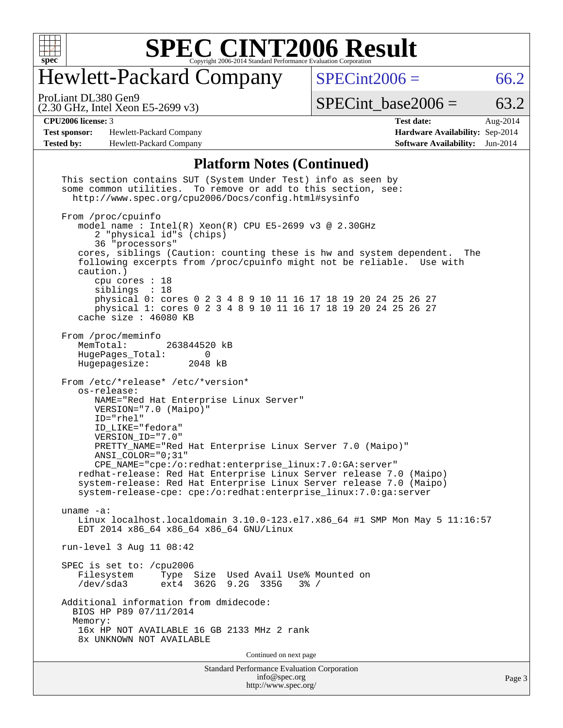# SPEC CINT2006 Result

## Hewlett-Packard Company

ProLiant DL380 Gen9
(2.30 GHz, Intel Xeon E5-2699 v3)

SPECint2006 = 66.2

SPECint_base2006 = 63.2

| | | | |
|---|---|---|---|
| **CPU2006 license:** 3 | | **Test date:** | Aug-2014 |
| **Test sponsor:** | Hewlett-Packard Company | **Hardware Availability:** | Sep-2014 |
| **Tested by:** | Hewlett-Packard Company | **Software Availability:** | Jun-2014 |

### Platform Notes (Continued)

```
This section contains SUT (System Under Test) info as seen by
some common utilities.  To remove or add to this section, see:
  http://www.spec.org/cpu2006/Docs/config.html#sysinfo

From /proc/cpuinfo
   model name : Intel(R) Xeon(R) CPU E5-2699 v3 @ 2.30GHz
      2 "physical id"s (chips)
      36 "processors"
   cores, siblings (Caution: counting these is hw and system dependent.  The
   following excerpts from /proc/cpuinfo might not be reliable.  Use with
   caution.)
      cpu cores : 18
      siblings  : 18
      physical 0: cores 0 2 3 4 8 9 10 11 16 17 18 19 20 24 25 26 27
      physical 1: cores 0 2 3 4 8 9 10 11 16 17 18 19 20 24 25 26 27
   cache size : 46080 KB

From /proc/meminfo
   MemTotal:       263844520 kB
   HugePages_Total:       0
   Hugepagesize:       2048 kB

From /etc/*release* /etc/*version*
   os-release:
      NAME="Red Hat Enterprise Linux Server"
      VERSION="7.0 (Maipo)"
      ID="rhel"
      ID_LIKE="fedora"
      VERSION_ID="7.0"
      PRETTY_NAME="Red Hat Enterprise Linux Server 7.0 (Maipo)"
      ANSI_COLOR="0;31"
      CPE_NAME="cpe:/o:redhat:enterprise_linux:7.0:GA:server"
   redhat-release: Red Hat Enterprise Linux Server release 7.0 (Maipo)
   system-release: Red Hat Enterprise Linux Server release 7.0 (Maipo)
   system-release-cpe: cpe:/o:redhat:enterprise_linux:7.0:ga:server

uname -a:
   Linux localhost.localdomain 3.10.0-123.el7.x86_64 #1 SMP Mon May 5 11:16:57
   EDT 2014 x86_64 x86_64 x86_64 GNU/Linux

run-level 3 Aug 11 08:42

SPEC is set to: /cpu2006
   Filesystem     Type  Size  Used Avail Use% Mounted on
   /dev/sda3      ext4  362G  9.2G  335G   3% /

Additional information from dmidecode:
  BIOS HP P89 07/11/2014
  Memory:
   16x HP NOT AVAILABLE 16 GB 2133 MHz 2 rank
   8x UNKNOWN NOT AVAILABLE
```

Continued on next page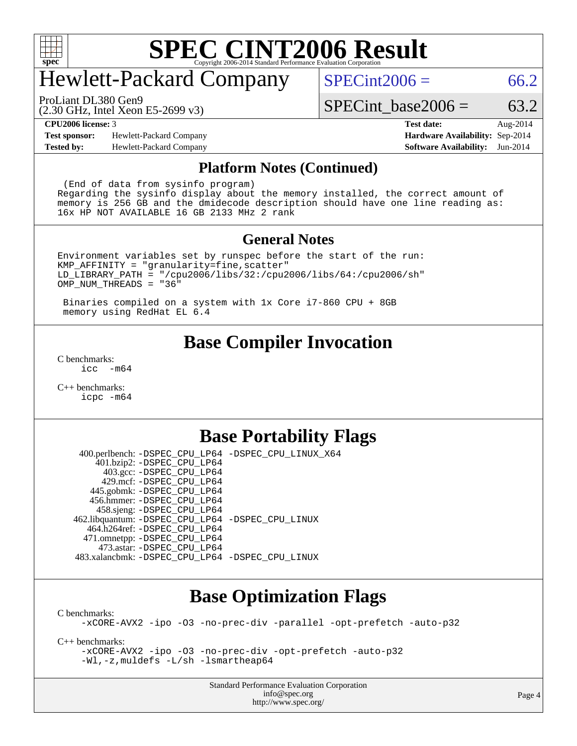# SPEC CINT2006 Result

## Hewlett-Packard Company

ProLiant DL380 Gen9
(2.30 GHz, Intel Xeon E5-2699 v3)

SPECint2006 = 66.2

SPECint_base2006 = 63.2

| | | | |
|---|---|---|---|
| **CPU2006 license:** 3 | | **Test date:** | Aug-2014 |
| **Test sponsor:** | Hewlett-Packard Company | **Hardware Availability:** | Sep-2014 |
| **Tested by:** | Hewlett-Packard Company | **Software Availability:** | Jun-2014 |

### Platform Notes (Continued)

```
 (End of data from sysinfo program)
Regarding the sysinfo display about the memory installed, the correct amount of
memory is 256 GB and the dmidecode description should have one line reading as:
16x HP NOT AVAILABLE 16 GB 2133 MHz 2 rank
```

### General Notes

```
Environment variables set by runspec before the start of the run:
KMP_AFFINITY = "granularity=fine,scatter"
LD_LIBRARY_PATH = "/cpu2006/libs/32:/cpu2006/libs/64:/cpu2006/sh"
OMP_NUM_THREADS = "36"

 Binaries compiled on a system with 1x Core i7-860 CPU + 8GB
 memory using RedHat EL 6.4
```

## Base Compiler Invocation

C benchmarks:
    icc  -m64

C++ benchmarks:
    icpc -m64

## Base Portability Flags

| | |
|---|---|
| 400.perlbench: | -DSPEC_CPU_LP64 -DSPEC_CPU_LINUX_X64 |
| 401.bzip2: | -DSPEC_CPU_LP64 |
| 403.gcc: | -DSPEC_CPU_LP64 |
| 429.mcf: | -DSPEC_CPU_LP64 |
| 445.gobmk: | -DSPEC_CPU_LP64 |
| 456.hmmer: | -DSPEC_CPU_LP64 |
| 458.sjeng: | -DSPEC_CPU_LP64 |
| 462.libquantum: | -DSPEC_CPU_LP64 -DSPEC_CPU_LINUX |
| 464.h264ref: | -DSPEC_CPU_LP64 |
| 471.omnetpp: | -DSPEC_CPU_LP64 |
| 473.astar: | -DSPEC_CPU_LP64 |
| 483.xalancbmk: | -DSPEC_CPU_LP64 -DSPEC_CPU_LINUX |

## Base Optimization Flags

C benchmarks:
    -xCORE-AVX2 -ipo -O3 -no-prec-div -parallel -opt-prefetch -auto-p32

C++ benchmarks:
    -xCORE-AVX2 -ipo -O3 -no-prec-div -opt-prefetch -auto-p32
    -Wl,-z,muldefs -L/sh -lsmartheap64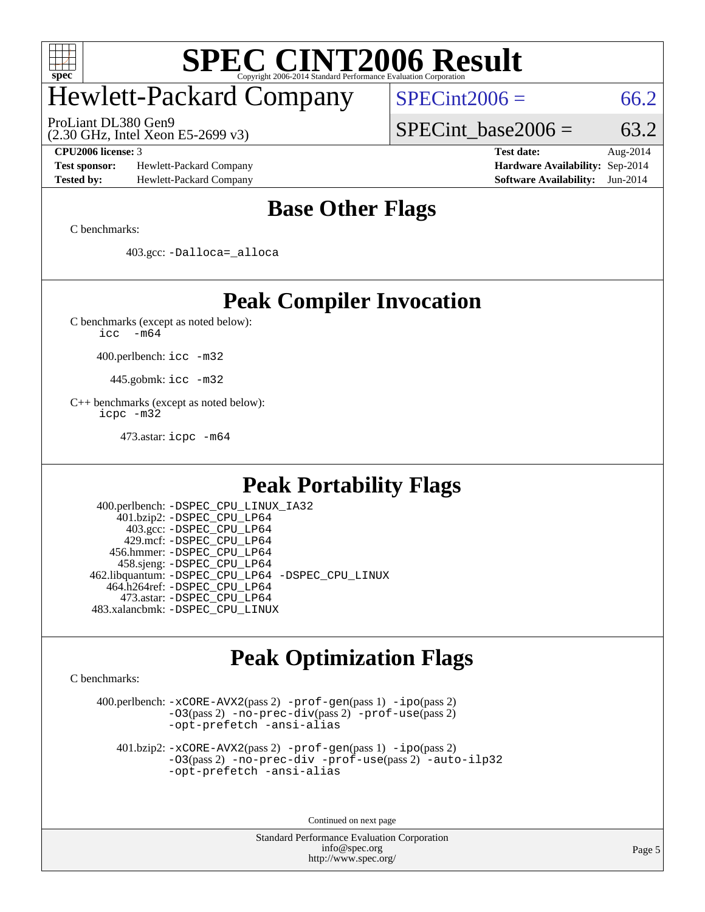# Base Other Flags

C benchmarks:

403.gcc: `-Dalloca=_alloca`

# Peak Compiler Invocation

C benchmarks (except as noted below):
`icc -m64`

400.perlbench: `icc -m32`

445.gobmk: `icc -m32`

C++ benchmarks (except as noted below):
`icpc -m32`

473.astar: `icpc -m64`

# Peak Portability Flags

400.perlbench: `-DSPEC_CPU_LINUX_IA32`
401.bzip2: `-DSPEC_CPU_LP64`
403.gcc: `-DSPEC_CPU_LP64`
429.mcf: `-DSPEC_CPU_LP64`
456.hmmer: `-DSPEC_CPU_LP64`
458.sjeng: `-DSPEC_CPU_LP64`
462.libquantum: `-DSPEC_CPU_LP64 -DSPEC_CPU_LINUX`
464.h264ref: `-DSPEC_CPU_LP64`
473.astar: `-DSPEC_CPU_LP64`
483.xalancbmk: `-DSPEC_CPU_LINUX`

# Peak Optimization Flags

C benchmarks:

400.perlbench: `-xCORE-AVX2`(pass 2) `-prof-gen`(pass 1) `-ipo`(pass 2) `-O3`(pass 2) `-no-prec-div`(pass 2) `-prof-use`(pass 2) `-opt-prefetch -ansi-alias`

401.bzip2: `-xCORE-AVX2`(pass 2) `-prof-gen`(pass 1) `-ipo`(pass 2) `-O3`(pass 2) `-no-prec-div -prof-use`(pass 2) `-auto-ilp32 -opt-prefetch -ansi-alias`

Continued on next page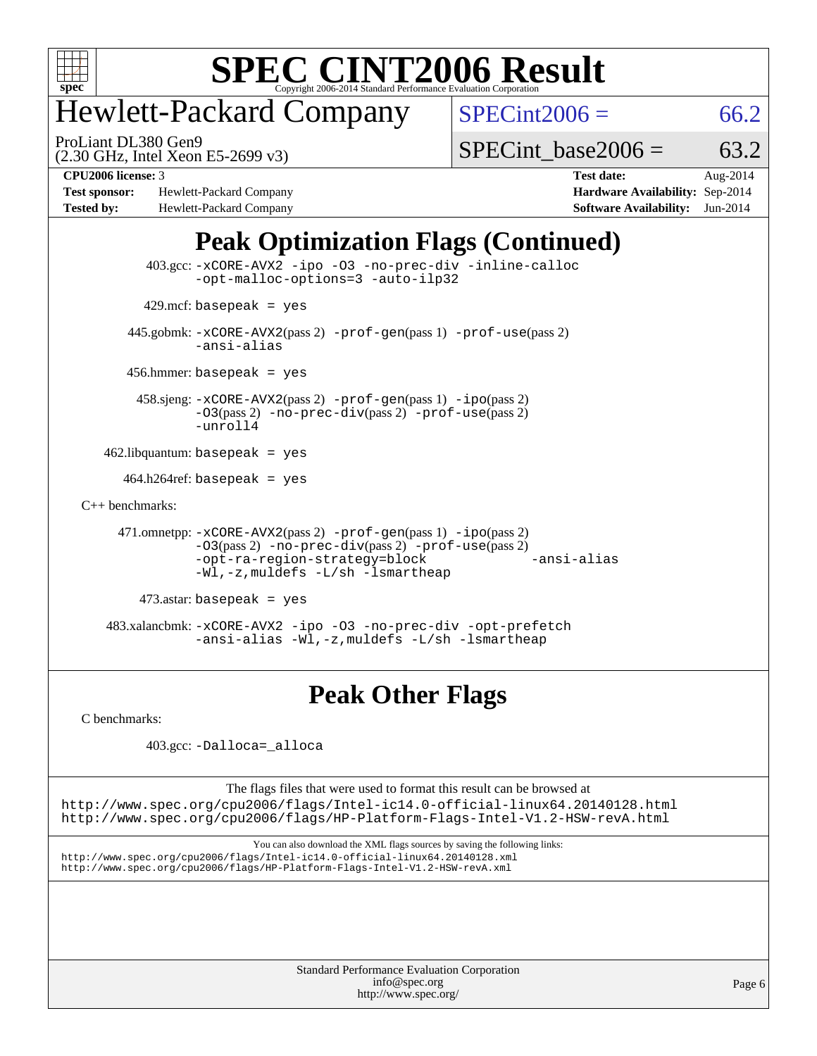# SPEC CINT2006 Result

Copyright 2006-2014 Standard Performance Evaluation Corporation

## Hewlett-Packard Company

ProLiant DL380 Gen9
(2.30 GHz, Intel Xeon E5-2699 v3)

SPECint2006 = 66.2

SPECint_base2006 = 63.2

| | | | |
|---|---|---|---|
| **CPU2006 license:** 3 | | **Test date:** | Aug-2014 |
| **Test sponsor:** | Hewlett-Packard Company | **Hardware Availability:** | Sep-2014 |
| **Tested by:** | Hewlett-Packard Company | **Software Availability:** | Jun-2014 |

## Peak Optimization Flags (Continued)

403.gcc: -xCORE-AVX2 -ipo -O3 -no-prec-div -inline-calloc -opt-malloc-options=3 -auto-ilp32

429.mcf: basepeak = yes

445.gobmk: -xCORE-AVX2(pass 2) -prof-gen(pass 1) -prof-use(pass 2) -ansi-alias

456.hmmer: basepeak = yes

458.sjeng: -xCORE-AVX2(pass 2) -prof-gen(pass 1) -ipo(pass 2) -O3(pass 2) -no-prec-div(pass 2) -prof-use(pass 2) -unroll4

462.libquantum: basepeak = yes

464.h264ref: basepeak = yes

C++ benchmarks:

471.omnetpp: -xCORE-AVX2(pass 2) -prof-gen(pass 1) -ipo(pass 2) -O3(pass 2) -no-prec-div(pass 2) -prof-use(pass 2) -opt-ra-region-strategy=block -ansi-alias -Wl,-z,muldefs -L/sh -lsmartheap

473.astar: basepeak = yes

483.xalancbmk: -xCORE-AVX2 -ipo -O3 -no-prec-div -opt-prefetch -ansi-alias -Wl,-z,muldefs -L/sh -lsmartheap

## Peak Other Flags

C benchmarks:

403.gcc: -Dalloca=_alloca

The flags files that were used to format this result can be browsed at
http://www.spec.org/cpu2006/flags/Intel-ic14.0-official-linux64.20140128.html
http://www.spec.org/cpu2006/flags/HP-Platform-Flags-Intel-V1.2-HSW-revA.html

You can also download the XML flags sources by saving the following links:
http://www.spec.org/cpu2006/flags/Intel-ic14.0-official-linux64.20140128.xml
http://www.spec.org/cpu2006/flags/HP-Platform-Flags-Intel-V1.2-HSW-revA.xml

Standard Performance Evaluation Corporation
info@spec.org
http://www.spec.org/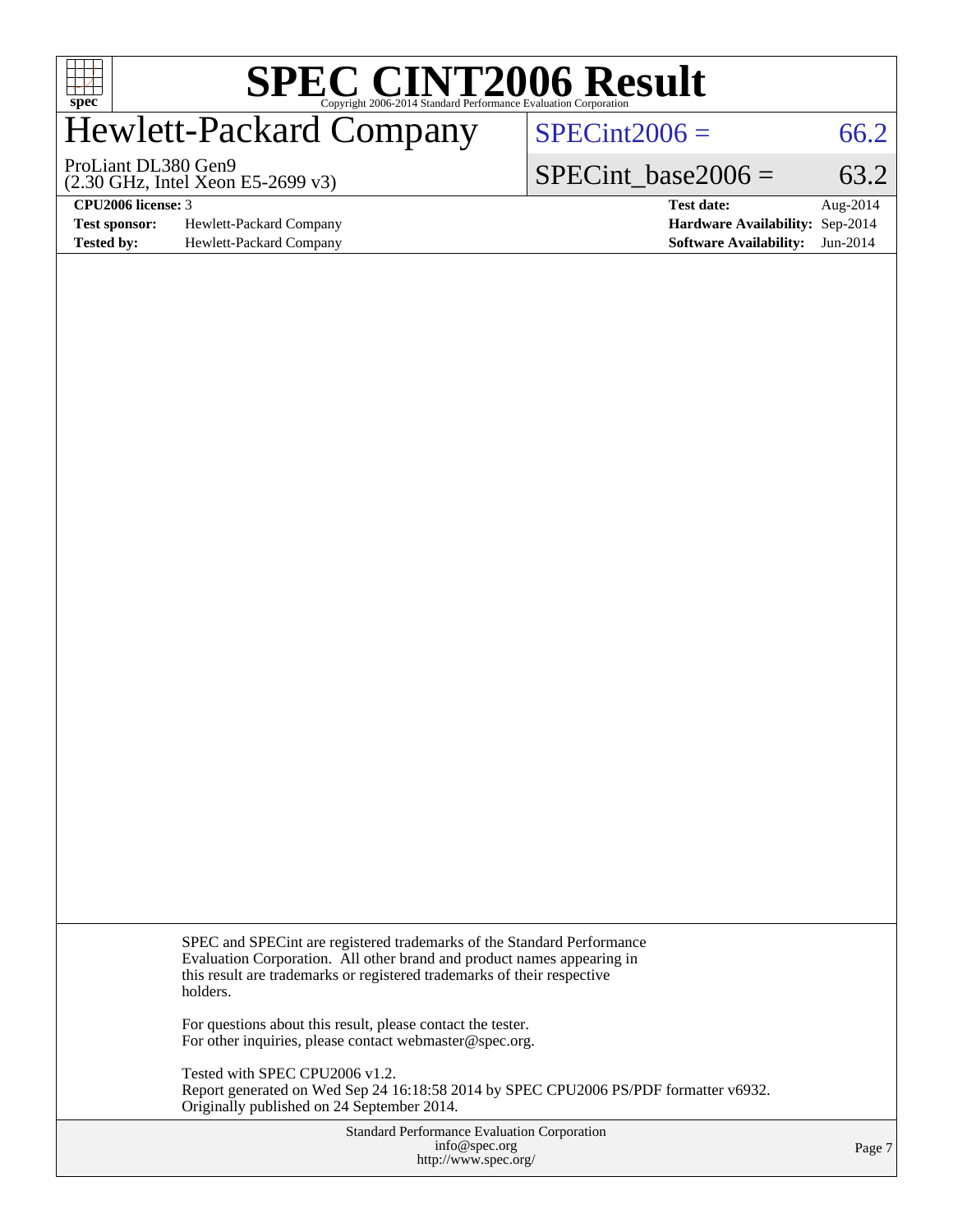# SPEC CINT2006 Result

Copyright 2006-2014 Standard Performance Evaluation Corporation

## Hewlett-Packard Company

ProLiant DL380 Gen9
(2.30 GHz, Intel Xeon E5-2699 v3)

SPECint2006 = 66.2

SPECint_base2006 = 63.2

| | | | |
|---|---|---|---|
| **CPU2006 license:** | 3 | **Test date:** | Aug-2014 |
| **Test sponsor:** | Hewlett-Packard Company | **Hardware Availability:** | Sep-2014 |
| **Tested by:** | Hewlett-Packard Company | **Software Availability:** | Jun-2014 |

SPEC and SPECint are registered trademarks of the Standard Performance Evaluation Corporation. All other brand and product names appearing in this result are trademarks or registered trademarks of their respective holders.

For questions about this result, please contact the tester.
For other inquiries, please contact webmaster@spec.org.

Tested with SPEC CPU2006 v1.2.
Report generated on Wed Sep 24 16:18:58 2014 by SPEC CPU2006 PS/PDF formatter v6932.
Originally published on 24 September 2014.

Standard Performance Evaluation Corporation
info@spec.org
http://www.spec.org/